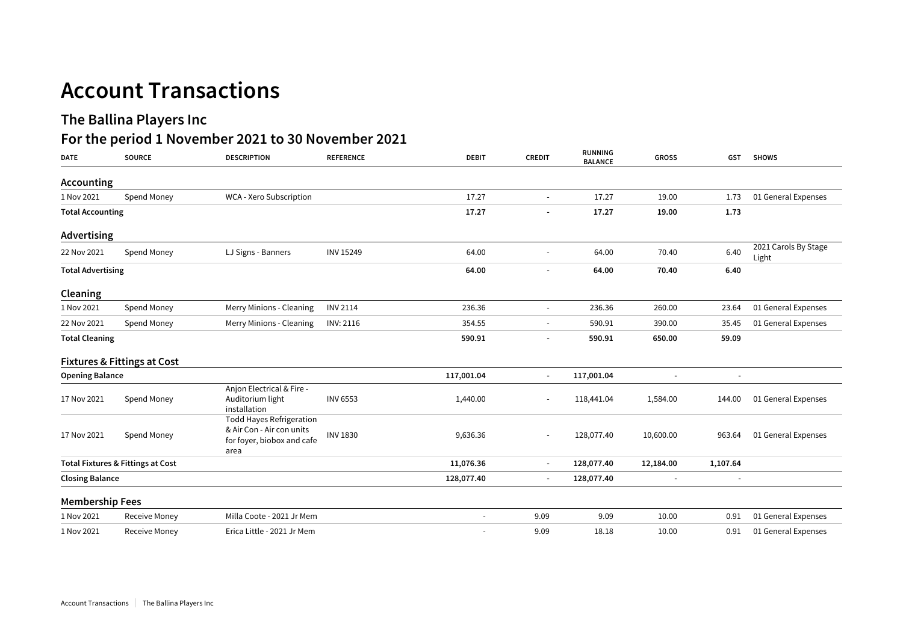# Account Transactions

## The Ballina Players Inc

## For the period 1 November 2021 to 30 November 2021

| DATE | SOURCE | DESCRIPTION | REFERENCE | DEBIT | CREDIT | RUNNING BALANCE | GROSS | GST | SHOWS |
|---|---|---|---|---|---|---|---|---|---|
| **Accounting** | | | | | | | | | |
| 1 Nov 2021 | Spend Money | WCA - Xero Subscription | | 17.27 | - | 17.27 | 19.00 | 1.73 | 01 General Expenses |
| **Total Accounting** | | | | **17.27** | **-** | **17.27** | **19.00** | **1.73** | |
| **Advertising** | | | | | | | | | |
| 22 Nov 2021 | Spend Money | LJ Signs - Banners | INV 15249 | 64.00 | - | 64.00 | 70.40 | 6.40 | 2021 Carols By Stage Light |
| **Total Advertising** | | | | **64.00** | **-** | **64.00** | **70.40** | **6.40** | |
| **Cleaning** | | | | | | | | | |
| 1 Nov 2021 | Spend Money | Merry Minions - Cleaning | INV 2114 | 236.36 | - | 236.36 | 260.00 | 23.64 | 01 General Expenses |
| 22 Nov 2021 | Spend Money | Merry Minions - Cleaning | INV: 2116 | 354.55 | - | 590.91 | 390.00 | 35.45 | 01 General Expenses |
| **Total Cleaning** | | | | **590.91** | **-** | **590.91** | **650.00** | **59.09** | |
| **Fixtures & Fittings at Cost** | | | | | | | | | |
| **Opening Balance** | | | | **117,001.04** | **-** | **117,001.04** | **-** | **-** | |
| 17 Nov 2021 | Spend Money | Anjon Electrical & Fire - Auditorium light installation | INV 6553 | 1,440.00 | - | 118,441.04 | 1,584.00 | 144.00 | 01 General Expenses |
| 17 Nov 2021 | Spend Money | Todd Hayes Refrigeration & Air Con - Air con units for foyer, biobox and cafe area | INV 1830 | 9,636.36 | - | 128,077.40 | 10,600.00 | 963.64 | 01 General Expenses |
| **Total Fixtures & Fittings at Cost** | | | | **11,076.36** | **-** | **128,077.40** | **12,184.00** | **1,107.64** | |
| **Closing Balance** | | | | **128,077.40** | **-** | **128,077.40** | **-** | **-** | |
| **Membership Fees** | | | | | | | | | |
| 1 Nov 2021 | Receive Money | Milla Coote - 2021 Jr Mem | | - | 9.09 | 9.09 | 10.00 | 0.91 | 01 General Expenses |
| 1 Nov 2021 | Receive Money | Erica Little - 2021 Jr Mem | | - | 9.09 | 18.18 | 10.00 | 0.91 | 01 General Expenses |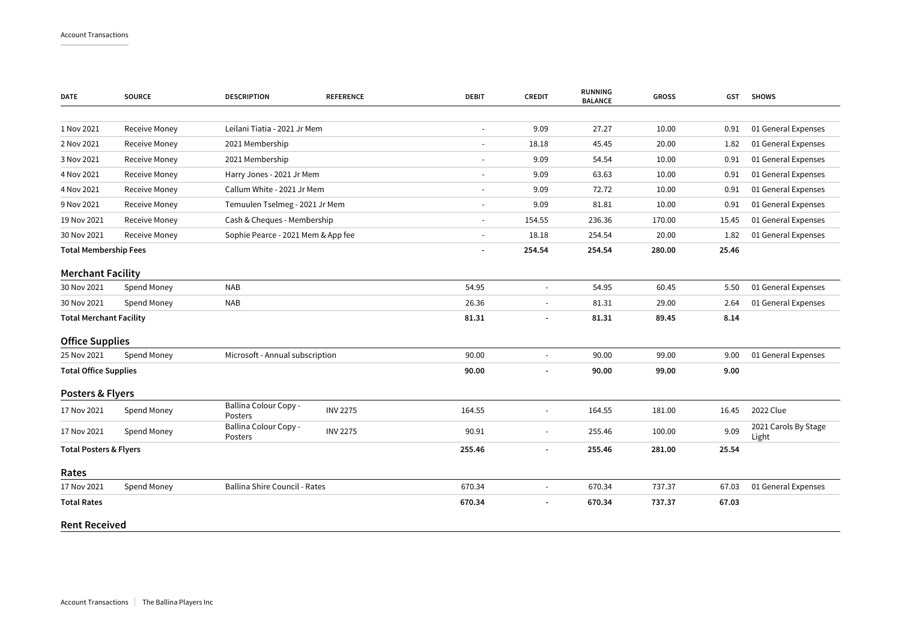| DATE | SOURCE | DESCRIPTION | REFERENCE | DEBIT | CREDIT | RUNNING BALANCE | GROSS | GST | SHOWS |
|---|---|---|---|---|---|---|---|---|---|
| 1 Nov 2021 | Receive Money | Leilani Tiatia - 2021 Jr Mem | | - | 9.09 | 27.27 | 10.00 | 0.91 | 01 General Expenses |
| 2 Nov 2021 | Receive Money | 2021 Membership | | - | 18.18 | 45.45 | 20.00 | 1.82 | 01 General Expenses |
| 3 Nov 2021 | Receive Money | 2021 Membership | | - | 9.09 | 54.54 | 10.00 | 0.91 | 01 General Expenses |
| 4 Nov 2021 | Receive Money | Harry Jones - 2021 Jr Mem | | - | 9.09 | 63.63 | 10.00 | 0.91 | 01 General Expenses |
| 4 Nov 2021 | Receive Money | Callum White - 2021 Jr Mem | | - | 9.09 | 72.72 | 10.00 | 0.91 | 01 General Expenses |
| 9 Nov 2021 | Receive Money | Temuulen Tselmeg - 2021 Jr Mem | | - | 9.09 | 81.81 | 10.00 | 0.91 | 01 General Expenses |
| 19 Nov 2021 | Receive Money | Cash & Cheques - Membership | | - | 154.55 | 236.36 | 170.00 | 15.45 | 01 General Expenses |
| 30 Nov 2021 | Receive Money | Sophie Pearce - 2021 Mem & App fee | | - | 18.18 | 254.54 | 20.00 | 1.82 | 01 General Expenses |
| **Total Membership Fees** | | | | **-** | **254.54** | **254.54** | **280.00** | **25.46** | |

## Merchant Facility

| DATE | SOURCE | DESCRIPTION | REFERENCE | DEBIT | CREDIT | RUNNING BALANCE | GROSS | GST | SHOWS |
|---|---|---|---|---|---|---|---|---|---|
| 30 Nov 2021 | Spend Money | NAB | | 54.95 | - | 54.95 | 60.45 | 5.50 | 01 General Expenses |
| 30 Nov 2021 | Spend Money | NAB | | 26.36 | - | 81.31 | 29.00 | 2.64 | 01 General Expenses |
| **Total Merchant Facility** | | | | **81.31** | **-** | **81.31** | **89.45** | **8.14** | |

## Office Supplies

| DATE | SOURCE | DESCRIPTION | REFERENCE | DEBIT | CREDIT | RUNNING BALANCE | GROSS | GST | SHOWS |
|---|---|---|---|---|---|---|---|---|---|
| 25 Nov 2021 | Spend Money | Microsoft - Annual subscription | | 90.00 | - | 90.00 | 99.00 | 9.00 | 01 General Expenses |
| **Total Office Supplies** | | | | **90.00** | **-** | **90.00** | **99.00** | **9.00** | |

## Posters & Flyers

| DATE | SOURCE | DESCRIPTION | REFERENCE | DEBIT | CREDIT | RUNNING BALANCE | GROSS | GST | SHOWS |
|---|---|---|---|---|---|---|---|---|---|
| 17 Nov 2021 | Spend Money | Ballina Colour Copy - Posters | INV 2275 | 164.55 | - | 164.55 | 181.00 | 16.45 | 2022 Clue |
| 17 Nov 2021 | Spend Money | Ballina Colour Copy - Posters | INV 2275 | 90.91 | - | 255.46 | 100.00 | 9.09 | 2021 Carols By Stage Light |
| **Total Posters & Flyers** | | | | **255.46** | **-** | **255.46** | **281.00** | **25.54** | |

## Rates

| DATE | SOURCE | DESCRIPTION | REFERENCE | DEBIT | CREDIT | RUNNING BALANCE | GROSS | GST | SHOWS |
|---|---|---|---|---|---|---|---|---|---|
| 17 Nov 2021 | Spend Money | Ballina Shire Council - Rates | | 670.34 | - | 670.34 | 737.37 | 67.03 | 01 General Expenses |
| **Total Rates** | | | | **670.34** | **-** | **670.34** | **737.37** | **67.03** | |

## Rent Received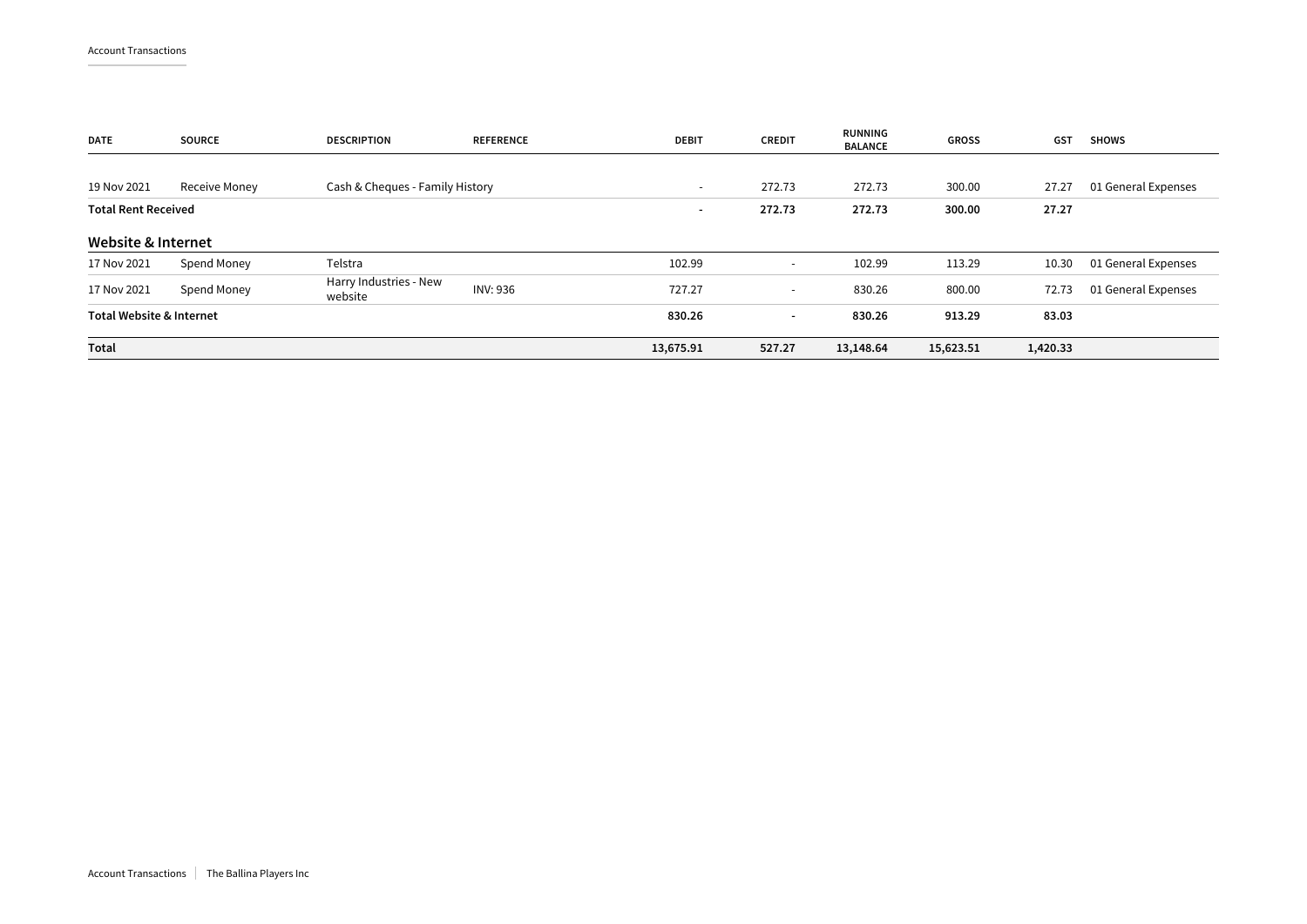| DATE | SOURCE | DESCRIPTION | REFERENCE | DEBIT | CREDIT | RUNNING BALANCE | GROSS | GST | SHOWS |
|---|---|---|---|---|---|---|---|---|---|
| 19 Nov 2021 | Receive Money | Cash & Cheques - Family History | | - | 272.73 | 272.73 | 300.00 | 27.27 | 01 General Expenses |
| **Total Rent Received** | | | | **-** | **272.73** | **272.73** | **300.00** | **27.27** | |
| **Website & Internet** | | | | | | | | | |
| 17 Nov 2021 | Spend Money | Telstra | | 102.99 | - | 102.99 | 113.29 | 10.30 | 01 General Expenses |
| 17 Nov 2021 | Spend Money | Harry Industries - New website | INV: 936 | 727.27 | - | 830.26 | 800.00 | 72.73 | 01 General Expenses |
| **Total Website & Internet** | | | | **830.26** | **-** | **830.26** | **913.29** | **83.03** | |
| **Total** | | | | **13,675.91** | **527.27** | **13,148.64** | **15,623.51** | **1,420.33** | |